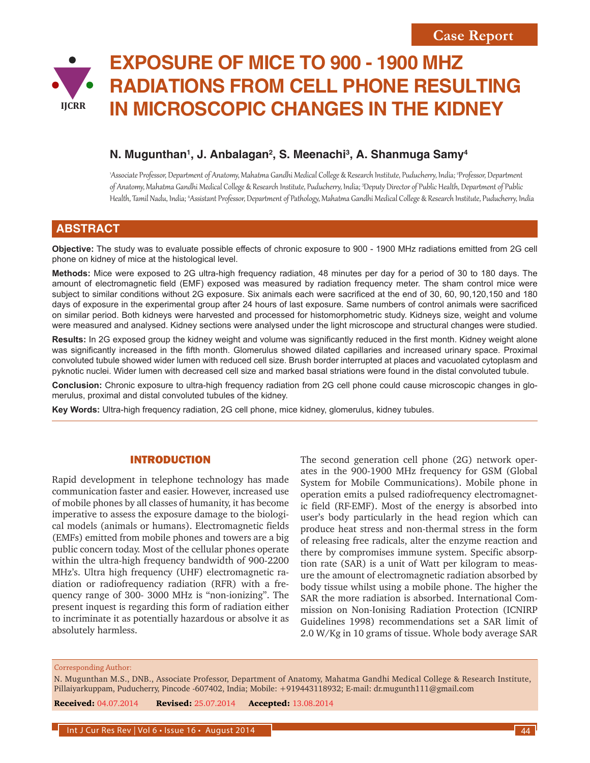Case Report

# EXPOSURE OF MICE TO 900 - 1900 MHZ RADIATIONS FROM CELL PHONE RESULTING IN MICROSCOPIC CHANGES IN THE KIDNEY

**N. Mugunthan[1], J. Anbalagan[2], S. Meenachi[3], A. Shanmuga Samy[4]**

[1]Associate Professor, Department of Anatomy, Mahatma Gandhi Medical College & Research Institute, Puducherry, India; [2]Professor, Department of Anatomy, Mahatma Gandhi Medical College & Research Institute, Puducherry, India; [3]Deputy Director of Public Health, Department of Public Health, Tamil Nadu, India; [4]Assistant Professor, Department of Pathology, Mahatma Gandhi Medical College & Research Institute, Puducherry, India

## ABSTRACT

**Objective:** The study was to evaluate possible effects of chronic exposure to 900 - 1900 MHz radiations emitted from 2G cell phone on kidney of mice at the histological level.

**Methods:** Mice were exposed to 2G ultra-high frequency radiation, 48 minutes per day for a period of 30 to 180 days. The amount of electromagnetic field (EMF) exposed was measured by radiation frequency meter. The sham control mice were subject to similar conditions without 2G exposure. Six animals each were sacrificed at the end of 30, 60, 90,120,150 and 180 days of exposure in the experimental group after 24 hours of last exposure. Same numbers of control animals were sacrificed on similar period. Both kidneys were harvested and processed for histomorphometric study. Kidneys size, weight and volume were measured and analysed. Kidney sections were analysed under the light microscope and structural changes were studied.

**Results:** In 2G exposed group the kidney weight and volume was significantly reduced in the first month. Kidney weight alone was significantly increased in the fifth month. Glomerulus showed dilated capillaries and increased urinary space. Proximal convoluted tubule showed wider lumen with reduced cell size. Brush border interrupted at places and vacuolated cytoplasm and pyknotic nuclei. Wider lumen with decreased cell size and marked basal striations were found in the distal convoluted tubule.

**Conclusion:** Chronic exposure to ultra-high frequency radiation from 2G cell phone could cause microscopic changes in glomerulus, proximal and distal convoluted tubules of the kidney.

**Key Words:** Ultra-high frequency radiation, 2G cell phone, mice kidney, glomerulus, kidney tubules.

## INTRODUCTION

Rapid development in telephone technology has made communication faster and easier. However, increased use of mobile phones by all classes of humanity, it has become imperative to assess the exposure damage to the biological models (animals or humans). Electromagnetic fields (EMFs) emitted from mobile phones and towers are a big public concern today. Most of the cellular phones operate within the ultra-high frequency bandwidth of 900-2200 MHz's. Ultra high frequency (UHF) electromagnetic radiation or radiofrequency radiation (RFR) with a frequency range of 300- 3000 MHz is "non-ionizing". The present inquest is regarding this form of radiation either to incriminate it as potentially hazardous or absolve it as absolutely harmless.

The second generation cell phone (2G) network operates in the 900-1900 MHz frequency for GSM (Global System for Mobile Communications). Mobile phone in operation emits a pulsed radiofrequency electromagnetic field (RF-EMF). Most of the energy is absorbed into user's body particularly in the head region which can produce heat stress and non-thermal stress in the form of releasing free radicals, alter the enzyme reaction and there by compromises immune system. Specific absorption rate (SAR) is a unit of Watt per kilogram to measure the amount of electromagnetic radiation absorbed by body tissue whilst using a mobile phone. The higher the SAR the more radiation is absorbed. International Commission on Non-Ionising Radiation Protection (ICNIRP Guidelines 1998) recommendations set a SAR limit of 2.0 W/Kg in 10 grams of tissue. Whole body average SAR

Corresponding Author:

N. Mugunthan M.S., DNB., Associate Professor, Department of Anatomy, Mahatma Gandhi Medical College & Research Institute, Pillaiyarkuppam, Puducherry, Pincode -607402, India; Mobile: +919443118932; E-mail: dr.mugunth111@gmail.com

**Received:** 04.07.2014 **Revised:** 25.07.2014 **Accepted:** 13.08.2014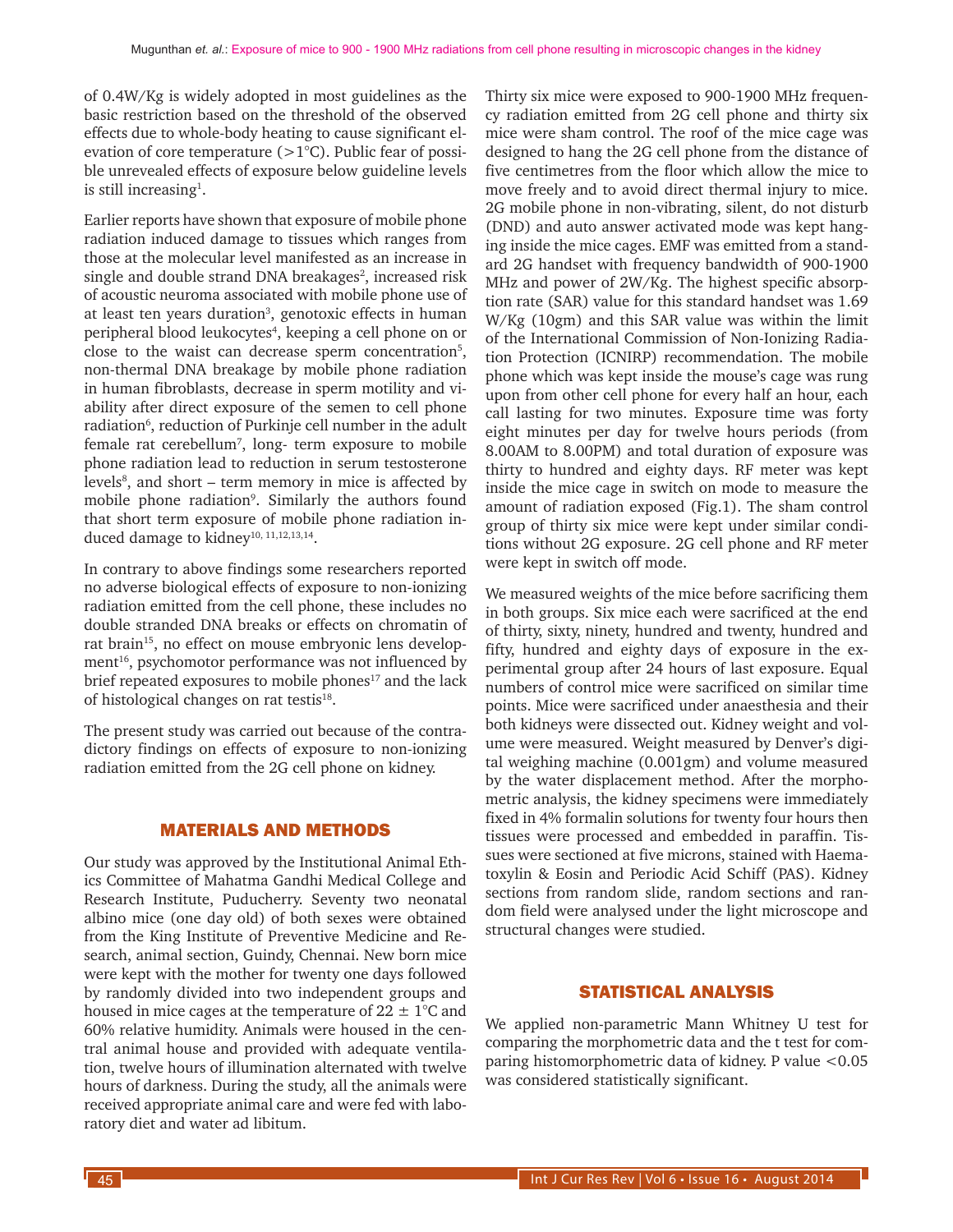of 0.4W/Kg is widely adopted in most guidelines as the basic restriction based on the threshold of the observed effects due to whole-body heating to cause significant elevation of core temperature (>1°C). Public fear of possible unrevealed effects of exposure below guideline levels is still increasing[1].

Earlier reports have shown that exposure of mobile phone radiation induced damage to tissues which ranges from those at the molecular level manifested as an increase in single and double strand DNA breakages[2], increased risk of acoustic neuroma associated with mobile phone use of at least ten years duration[3], genotoxic effects in human peripheral blood leukocytes[4], keeping a cell phone on or close to the waist can decrease sperm concentration[5], non-thermal DNA breakage by mobile phone radiation in human fibroblasts, decrease in sperm motility and viability after direct exposure of the semen to cell phone radiation[6], reduction of Purkinje cell number in the adult female rat cerebellum[7], long- term exposure to mobile phone radiation lead to reduction in serum testosterone levels[8], and short – term memory in mice is affected by mobile phone radiation[9]. Similarly the authors found that short term exposure of mobile phone radiation induced damage to kidney[10, 11,12,13,14].

In contrary to above findings some researchers reported no adverse biological effects of exposure to non-ionizing radiation emitted from the cell phone, these includes no double stranded DNA breaks or effects on chromatin of rat brain[15], no effect on mouse embryonic lens development[16], psychomotor performance was not influenced by brief repeated exposures to mobile phones[17] and the lack of histological changes on rat testis[18].

The present study was carried out because of the contradictory findings on effects of exposure to non-ionizing radiation emitted from the 2G cell phone on kidney.

## MATERIALS AND METHODS

Our study was approved by the Institutional Animal Ethics Committee of Mahatma Gandhi Medical College and Research Institute, Puducherry. Seventy two neonatal albino mice (one day old) of both sexes were obtained from the King Institute of Preventive Medicine and Research, animal section, Guindy, Chennai. New born mice were kept with the mother for twenty one days followed by randomly divided into two independent groups and housed in mice cages at the temperature of 22 ± 1°C and 60% relative humidity. Animals were housed in the central animal house and provided with adequate ventilation, twelve hours of illumination alternated with twelve hours of darkness. During the study, all the animals were received appropriate animal care and were fed with laboratory diet and water ad libitum.

Thirty six mice were exposed to 900-1900 MHz frequency radiation emitted from 2G cell phone and thirty six mice were sham control. The roof of the mice cage was designed to hang the 2G cell phone from the distance of five centimetres from the floor which allow the mice to move freely and to avoid direct thermal injury to mice. 2G mobile phone in non-vibrating, silent, do not disturb (DND) and auto answer activated mode was kept hanging inside the mice cages. EMF was emitted from a standard 2G handset with frequency bandwidth of 900-1900 MHz and power of 2W/Kg. The highest specific absorption rate (SAR) value for this standard handset was 1.69 W/Kg (10gm) and this SAR value was within the limit of the International Commission of Non-Ionizing Radiation Protection (ICNIRP) recommendation. The mobile phone which was kept inside the mouse's cage was rung upon from other cell phone for every half an hour, each call lasting for two minutes. Exposure time was forty eight minutes per day for twelve hours periods (from 8.00AM to 8.00PM) and total duration of exposure was thirty to hundred and eighty days. RF meter was kept inside the mice cage in switch on mode to measure the amount of radiation exposed (Fig.1). The sham control group of thirty six mice were kept under similar conditions without 2G exposure. 2G cell phone and RF meter were kept in switch off mode.

We measured weights of the mice before sacrificing them in both groups. Six mice each were sacrificed at the end of thirty, sixty, ninety, hundred and twenty, hundred and fifty, hundred and eighty days of exposure in the experimental group after 24 hours of last exposure. Equal numbers of control mice were sacrificed on similar time points. Mice were sacrificed under anaesthesia and their both kidneys were dissected out. Kidney weight and volume were measured. Weight measured by Denver's digital weighing machine (0.001gm) and volume measured by the water displacement method. After the morphometric analysis, the kidney specimens were immediately fixed in 4% formalin solutions for twenty four hours then tissues were processed and embedded in paraffin. Tissues were sectioned at five microns, stained with Haematoxylin & Eosin and Periodic Acid Schiff (PAS). Kidney sections from random slide, random sections and random field were analysed under the light microscope and structural changes were studied.

## STATISTICAL ANALYSIS

We applied non-parametric Mann Whitney U test for comparing the morphometric data and the t test for comparing histomorphometric data of kidney. P value $<0.05$ was considered statistically significant.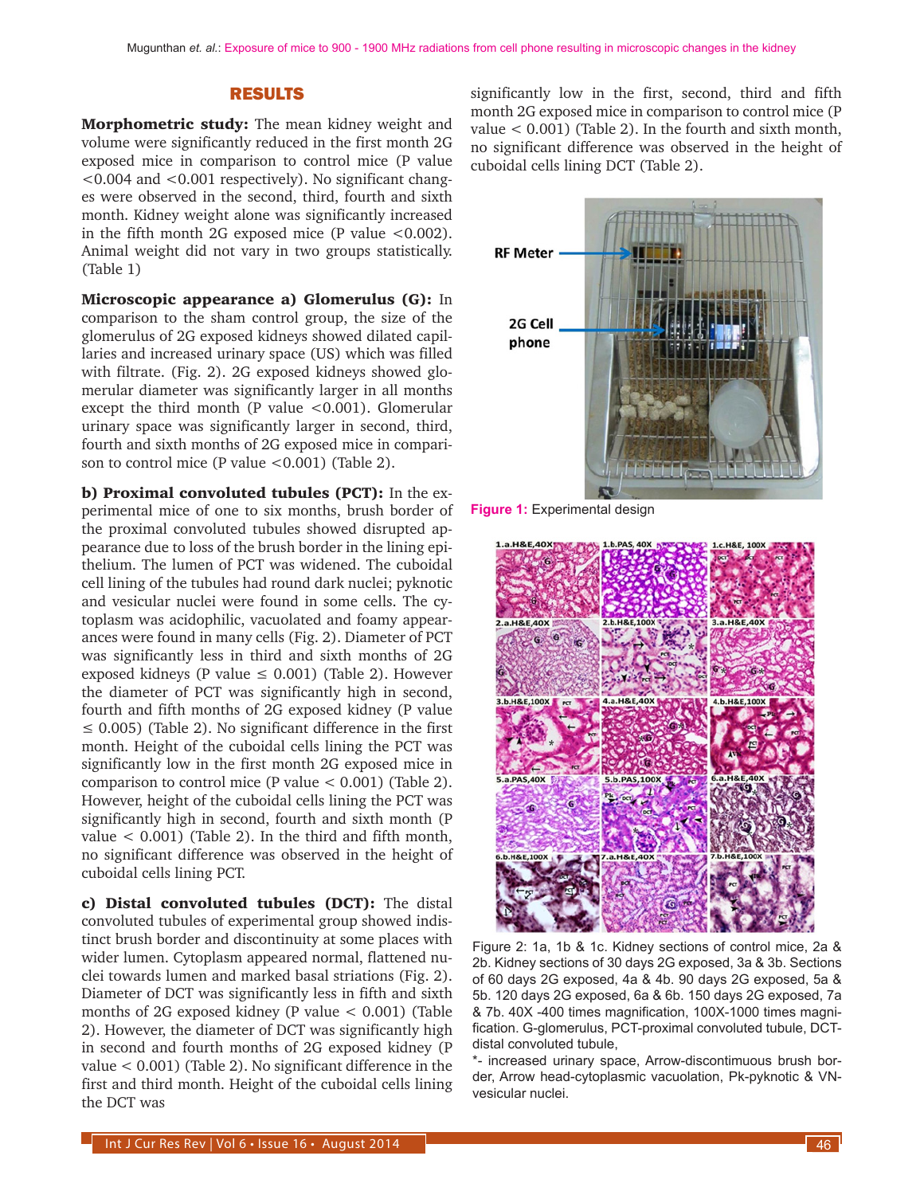## RESULTS

**Morphometric study:** The mean kidney weight and volume were significantly reduced in the first month 2G exposed mice in comparison to control mice (P value <0.004 and <0.001 respectively). No significant changes were observed in the second, third, fourth and sixth month. Kidney weight alone was significantly increased in the fifth month 2G exposed mice (P value <0.002). Animal weight did not vary in two groups statistically. (Table 1)

**Microscopic appearance a) Glomerulus (G):** In comparison to the sham control group, the size of the glomerulus of 2G exposed kidneys showed dilated capillaries and increased urinary space (US) which was filled with filtrate. (Fig. 2). 2G exposed kidneys showed glomerular diameter was significantly larger in all months except the third month (P value <0.001). Glomerular urinary space was significantly larger in second, third, fourth and sixth months of 2G exposed mice in comparison to control mice (P value <0.001) (Table 2).

**b) Proximal convoluted tubules (PCT):** In the experimental mice of one to six months, brush border of the proximal convoluted tubules showed disrupted appearance due to loss of the brush border in the lining epithelium. The lumen of PCT was widened. The cuboidal cell lining of the tubules had round dark nuclei; pyknotic and vesicular nuclei were found in some cells. The cytoplasm was acidophilic, vacuolated and foamy appearances were found in many cells (Fig. 2). Diameter of PCT was significantly less in third and sixth months of 2G exposed kidneys (P value ≤ 0.001) (Table 2). However the diameter of PCT was significantly high in second, fourth and fifth months of 2G exposed kidney (P value ≤ 0.005) (Table 2). No significant difference in the first month. Height of the cuboidal cells lining the PCT was significantly low in the first month 2G exposed mice in comparison to control mice (P value < 0.001) (Table 2). However, height of the cuboidal cells lining the PCT was significantly high in second, fourth and sixth month (P value < 0.001) (Table 2). In the third and fifth month, no significant difference was observed in the height of cuboidal cells lining PCT.

**c) Distal convoluted tubules (DCT):** The distal convoluted tubules of experimental group showed indistinct brush border and discontinuity at some places with wider lumen. Cytoplasm appeared normal, flattened nuclei towards lumen and marked basal striations (Fig. 2). Diameter of DCT was significantly less in fifth and sixth months of 2G exposed kidney (P value < 0.001) (Table 2). However, the diameter of DCT was significantly high in second and fourth months of 2G exposed kidney (P value < 0.001) (Table 2). No significant difference in the first and third month. Height of the cuboidal cells lining the DCT was significantly low in the first, second, third and fifth month 2G exposed mice in comparison to control mice (P value < 0.001) (Table 2). In the fourth and sixth month, no significant difference was observed in the height of cuboidal cells lining DCT (Table 2).

**Figure 1:** Experimental design

Figure 2: 1a, 1b & 1c. Kidney sections of control mice, 2a & 2b. Kidney sections of 30 days 2G exposed, 3a & 3b. Sections of 60 days 2G exposed, 4a & 4b. 90 days 2G exposed, 5a & 5b. 120 days 2G exposed, 6a & 6b. 150 days 2G exposed, 7a & 7b. 40X -400 times magnification, 100X-1000 times magnification. G-glomerulus, PCT-proximal convoluted tubule, DCT-distal convoluted tubule,

*- increased urinary space, Arrow-discontimuous brush border, Arrow head-cytoplasmic vacuolation, Pk-pyknotic & VN-vesicular nuclei.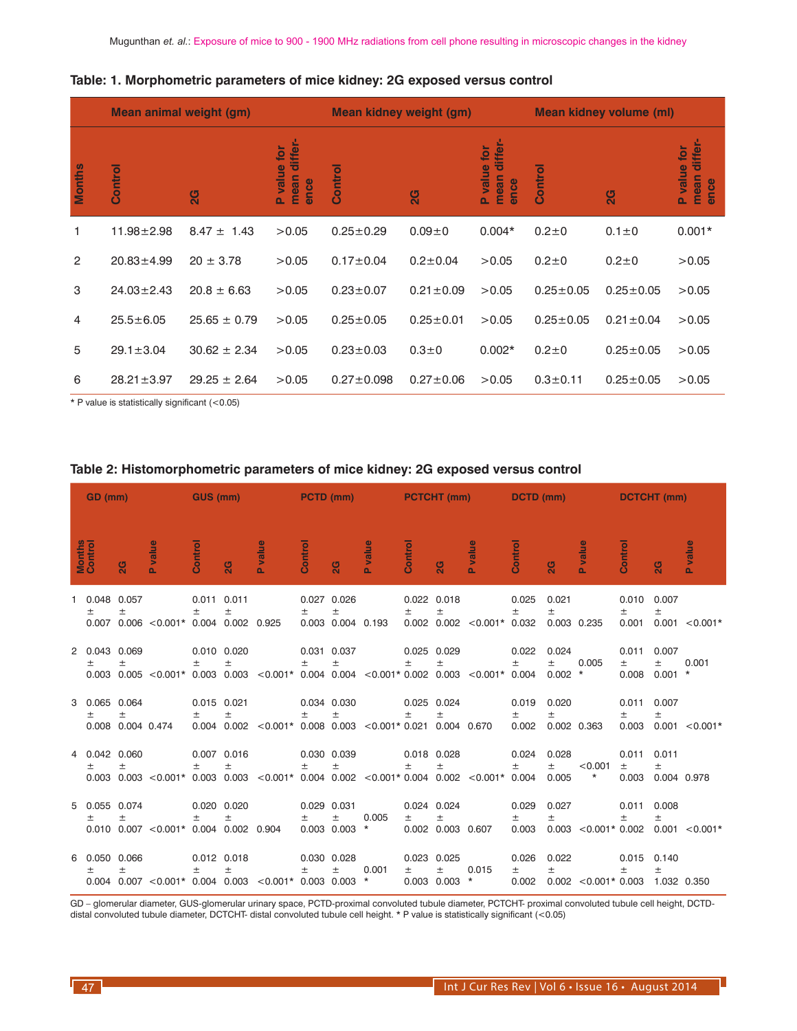**Table: 1. Morphometric parameters of mice kidney: 2G exposed versus control**

| Months | Mean animal weight (gm) | | | Mean kidney weight (gm) | | | Mean kidney volume (ml) | | |
|---|---|---|---|---|---|---|---|---|---|
| | Control | 2G | P value for mean difference | Control | 2G | P value for mean difference | Control | 2G | P value for mean difference |
| 1 | 11.98±2.98 | 8.47 ± 1.43 | >0.05 | 0.25±0.29 | 0.09±0 | 0.004* | 0.2±0 | 0.1±0 | 0.001* |
| 2 | 20.83±4.99 | 20 ± 3.78 | >0.05 | 0.17±0.04 | 0.2±0.04 | >0.05 | 0.2±0 | 0.2±0 | >0.05 |
| 3 | 24.03±2.43 | 20.8 ± 6.63 | >0.05 | 0.23±0.07 | 0.21±0.09 | >0.05 | 0.25±0.05 | 0.25±0.05 | >0.05 |
| 4 | 25.5±6.05 | 25.65 ± 0.79 | >0.05 | 0.25±0.05 | 0.25±0.01 | >0.05 | 0.25±0.05 | 0.21±0.04 | >0.05 |
| 5 | 29.1±3.04 | 30.62 ± 2.34 | >0.05 | 0.23±0.03 | 0.3±0 | 0.002* | 0.2±0 | 0.25±0.05 | >0.05 |
| 6 | 28.21±3.97 | 29.25 ± 2.64 | >0.05 | 0.27±0.098 | 0.27±0.06 | >0.05 | 0.3±0.11 | 0.25±0.05 | >0.05 |

* P value is statistically significant (<0.05)

**Table 2: Histomorphometric parameters of mice kidney: 2G exposed versus control**

| Months | GD (mm) | | | GUS (mm) | | | PCTD (mm) | | | PCTCHT (mm) | | | DCTD (mm) | | | DCTCHT (mm) | | |
|---|---|---|---|---|---|---|---|---|---|---|---|---|---|---|---|---|---|---|
| | Control | 2G | P value | Control | 2G | P value | Control | 2G | P value | Control | 2G | P value | Control | 2G | P value | Control | 2G | P value |
| 1 | 0.048 ± 0.007 | 0.057 ± 0.006 | <0.001* | 0.011 ± 0.004 | 0.011 ± 0.002 | 0.925 | 0.027 ± 0.003 | 0.026 ± 0.004 | 0.193 | 0.022 ± 0.002 | 0.018 ± 0.002 | <0.001* | 0.025 ± 0.032 | 0.021 ± 0.003 | 0.235 | 0.010 ± 0.001 | 0.007 ± 0.001 | <0.001* |
| 2 | 0.043 ± 0.003 | 0.069 ± 0.005 | <0.001* | 0.010 ± 0.003 | 0.020 ± 0.003 | <0.001* | 0.031 ± 0.004 | 0.037 ± 0.004 | <0.001* | 0.025 ± 0.002 | 0.029 ± 0.003 | <0.001* | 0.022 ± 0.004 | 0.024 ± 0.002 | 0.005 * | 0.011 ± 0.008 | 0.007 ± 0.001 | 0.001 * |
| 3 | 0.065 ± 0.008 | 0.064 ± 0.004 | 0.474 | 0.015 ± 0.004 | 0.021 ± 0.002 | <0.001* | 0.034 ± 0.008 | 0.030 ± 0.003 | <0.001* | 0.025 ± 0.021 | 0.024 ± 0.004 | 0.670 | 0.019 ± 0.002 | 0.020 ± 0.002 | 0.363 | 0.011 ± 0.003 | 0.007 ± 0.001 | <0.001* |
| 4 | 0.042 ± 0.003 | 0.060 ± 0.003 | <0.001* | 0.007 ± 0.003 | 0.016 ± 0.003 | <0.001* | 0.030 ± 0.004 | 0.039 ± 0.002 | <0.001* | 0.018 ± 0.004 | 0.028 ± 0.002 | <0.001* | 0.024 ± 0.004 | 0.028 ± 0.005 | <0.001 * | 0.011 ± 0.003 | 0.011 ± 0.004 | 0.978 |
| 5 | 0.055 ± 0.010 | 0.074 ± 0.007 | <0.001* | 0.020 ± 0.004 | 0.020 ± 0.002 | 0.904 | 0.029 ± 0.003 | 0.031 ± 0.003 | 0.005 * | 0.024 ± 0.002 | 0.024 ± 0.003 | 0.607 | 0.029 ± 0.003 | 0.027 ± 0.003 | <0.001* | 0.011 ± 0.002 | 0.008 ± 0.001 | <0.001* |
| 6 | 0.050 ± 0.004 | 0.066 ± 0.007 | <0.001* | 0.012 ± 0.004 | 0.018 ± 0.003 | <0.001* | 0.030 ± 0.003 | 0.028 ± 0.003 | 0.001 * | 0.023 ± 0.003 | 0.025 ± 0.003 | 0.015 * | 0.026 ± 0.002 | 0.022 ± 0.002 | <0.001* | 0.015 ± 0.003 | 0.140 ± 1.032 | 0.350 |

GD – glomerular diameter, GUS-glomerular urinary space, PCTD-proximal convoluted tubule diameter, PCTCHT- proximal convoluted tubule cell height, DCTD-distal convoluted tubule diameter, DCTCHT- distal convoluted tubule cell height. * P value is statistically significant (<0.05)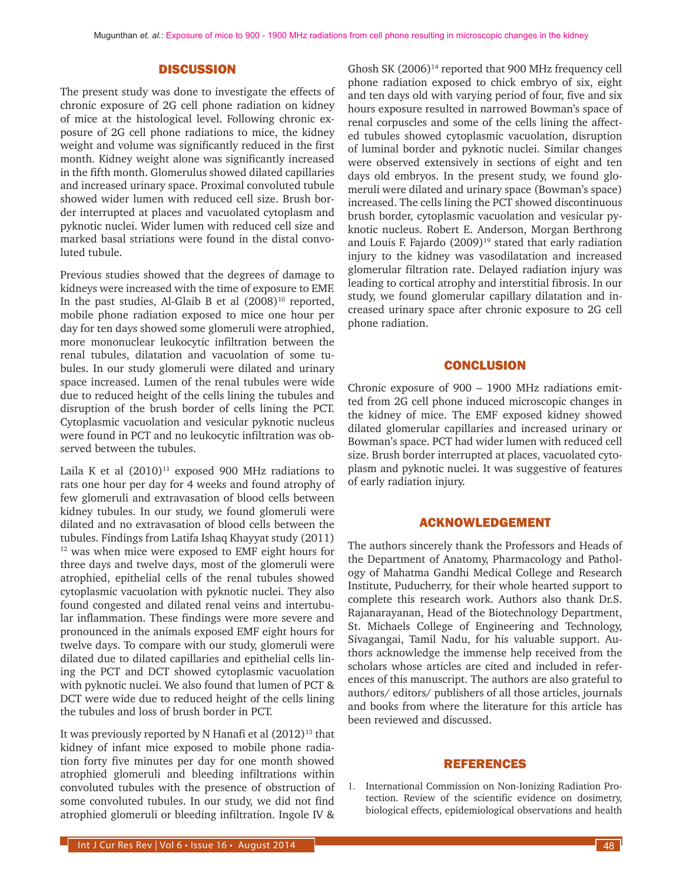## DISCUSSION

The present study was done to investigate the effects of chronic exposure of 2G cell phone radiation on kidney of mice at the histological level. Following chronic exposure of 2G cell phone radiations to mice, the kidney weight and volume was significantly reduced in the first month. Kidney weight alone was significantly increased in the fifth month. Glomerulus showed dilated capillaries and increased urinary space. Proximal convoluted tubule showed wider lumen with reduced cell size. Brush border interrupted at places and vacuolated cytoplasm and pyknotic nuclei. Wider lumen with reduced cell size and marked basal striations were found in the distal convoluted tubule.

Previous studies showed that the degrees of damage to kidneys were increased with the time of exposure to EMF. In the past studies, Al-Glaib B et al (2008)[10] reported, mobile phone radiation exposed to mice one hour per day for ten days showed some glomeruli were atrophied, more mononuclear leukocytic infiltration between the renal tubules, dilatation and vacuolation of some tubules. In our study glomeruli were dilated and urinary space increased. Lumen of the renal tubules were wide due to reduced height of the cells lining the tubules and disruption of the brush border of cells lining the PCT. Cytoplasmic vacuolation and vesicular pyknotic nucleus were found in PCT and no leukocytic infiltration was observed between the tubules.

Laila K et al (2010)[11] exposed 900 MHz radiations to rats one hour per day for 4 weeks and found atrophy of few glomeruli and extravasation of blood cells between kidney tubules. In our study, we found glomeruli were dilated and no extravasation of blood cells between the tubules. Findings from Latifa Ishaq Khayyat study (2011)[12] was when mice were exposed to EMF eight hours for three days and twelve days, most of the glomeruli were atrophied, epithelial cells of the renal tubules showed cytoplasmic vacuolation with pyknotic nuclei. They also found congested and dilated renal veins and intertubular inflammation. These findings were more severe and pronounced in the animals exposed EMF eight hours for twelve days. To compare with our study, glomeruli were dilated due to dilated capillaries and epithelial cells lining the PCT and DCT showed cytoplasmic vacuolation with pyknotic nuclei. We also found that lumen of PCT & DCT were wide due to reduced height of the cells lining the tubules and loss of brush border in PCT.

It was previously reported by N Hanafi et al (2012)[13] that kidney of infant mice exposed to mobile phone radiation forty five minutes per day for one month showed atrophied glomeruli and bleeding infiltrations within convoluted tubules with the presence of obstruction of some convoluted tubules. In our study, we did not find atrophied glomeruli or bleeding infiltration. Ingole IV & Ghosh SK (2006)[14] reported that 900 MHz frequency cell phone radiation exposed to chick embryo of six, eight and ten days old with varying period of four, five and six hours exposure resulted in narrowed Bowman's space of renal corpuscles and some of the cells lining the affected tubules showed cytoplasmic vacuolation, disruption of luminal border and pyknotic nuclei. Similar changes were observed extensively in sections of eight and ten days old embryos. In the present study, we found glomeruli were dilated and urinary space (Bowman's space) increased. The cells lining the PCT showed discontinuous brush border, cytoplasmic vacuolation and vesicular pyknotic nucleus. Robert E. Anderson, Morgan Berthrong and Louis F. Fajardo (2009)[19] stated that early radiation injury to the kidney was vasodilatation and increased glomerular filtration rate. Delayed radiation injury was leading to cortical atrophy and interstitial fibrosis. In our study, we found glomerular capillary dilatation and increased urinary space after chronic exposure to 2G cell phone radiation.

## CONCLUSION

Chronic exposure of 900 – 1900 MHz radiations emitted from 2G cell phone induced microscopic changes in the kidney of mice. The EMF exposed kidney showed dilated glomerular capillaries and increased urinary or Bowman's space. PCT had wider lumen with reduced cell size. Brush border interrupted at places, vacuolated cytoplasm and pyknotic nuclei. It was suggestive of features of early radiation injury.

## ACKNOWLEDGEMENT

The authors sincerely thank the Professors and Heads of the Department of Anatomy, Pharmacology and Pathology of Mahatma Gandhi Medical College and Research Institute, Puducherry, for their whole hearted support to complete this research work. Authors also thank Dr.S. Rajanarayanan, Head of the Biotechnology Department, St. Michaels College of Engineering and Technology, Sivagangai, Tamil Nadu, for his valuable support. Authors acknowledge the immense help received from the scholars whose articles are cited and included in references of this manuscript. The authors are also grateful to authors/ editors/ publishers of all those articles, journals and books from where the literature for this article has been reviewed and discussed.

## REFERENCES

1. International Commission on Non-Ionizing Radiation Protection. Review of the scientific evidence on dosimetry, biological effects, epidemiological observations and health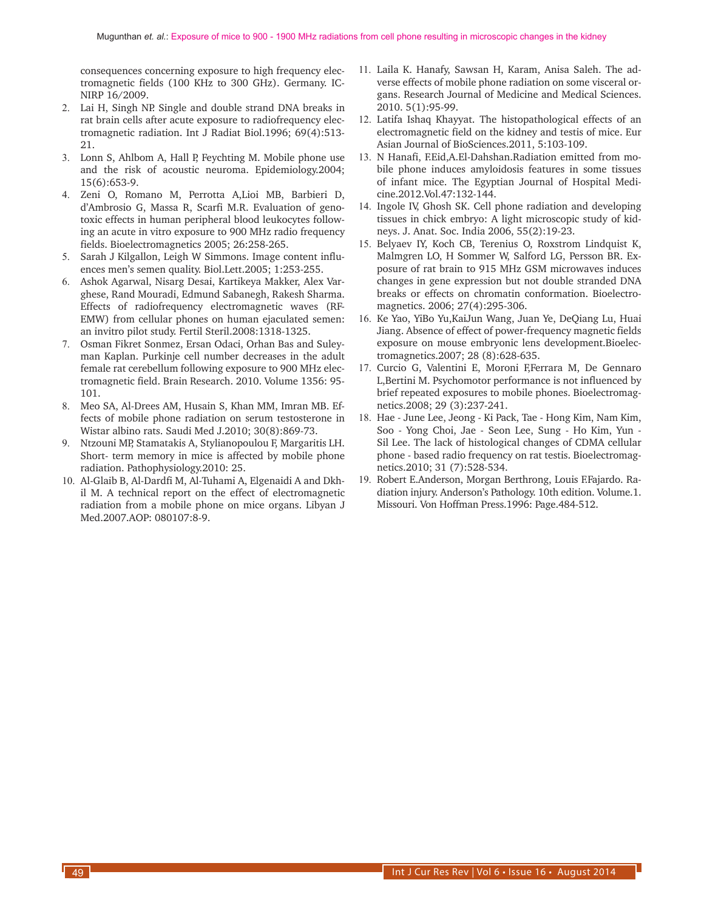consequences concerning exposure to high frequency electromagnetic fields (100 KHz to 300 GHz). Germany. ICNIRP 16/2009.

2. Lai H, Singh NP. Single and double strand DNA breaks in rat brain cells after acute exposure to radiofrequency electromagnetic radiation. Int J Radiat Biol.1996; 69(4):513-21.
3. Lonn S, Ahlbom A, Hall P, Feychting M. Mobile phone use and the risk of acoustic neuroma. Epidemiology.2004; 15(6):653-9.
4. Zeni O, Romano M, Perrotta A,Lioi MB, Barbieri D, d'Ambrosio G, Massa R, Scarfi M.R. Evaluation of genotoxic effects in human peripheral blood leukocytes following an acute in vitro exposure to 900 MHz radio frequency fields. Bioelectromagnetics 2005; 26:258-265.
5. Sarah J Kilgallon, Leigh W Simmons. Image content influences men's semen quality. Biol.Lett.2005; 1:253-255.
6. Ashok Agarwal, Nisarg Desai, Kartikeya Makker, Alex Varghese, Rand Mouradi, Edmund Sabanegh, Rakesh Sharma. Effects of radiofrequency electromagnetic waves (RF-EMW) from cellular phones on human ejaculated semen: an invitro pilot study. Fertil Steril.2008:1318-1325.
7. Osman Fikret Sonmez, Ersan Odaci, Orhan Bas and Suleyman Kaplan. Purkinje cell number decreases in the adult female rat cerebellum following exposure to 900 MHz electromagnetic field. Brain Research. 2010. Volume 1356: 95-101.
8. Meo SA, Al-Drees AM, Husain S, Khan MM, Imran MB. Effects of mobile phone radiation on serum testosterone in Wistar albino rats. Saudi Med J.2010; 30(8):869-73.
9. Ntzouni MP, Stamatakis A, Stylianopoulou F, Margaritis LH. Short- term memory in mice is affected by mobile phone radiation. Pathophysiology.2010: 25.
10. Al-Glaib B, Al-Dardfi M, Al-Tuhami A, Elgenaidi A and Dkhil M. A technical report on the effect of electromagnetic radiation from a mobile phone on mice organs. Libyan J Med.2007.AOP: 080107:8-9.
11. Laila K. Hanafy, Sawsan H, Karam, Anisa Saleh. The adverse effects of mobile phone radiation on some visceral organs. Research Journal of Medicine and Medical Sciences. 2010. 5(1):95-99.
12. Latifa Ishaq Khayyat. The histopathological effects of an electromagnetic field on the kidney and testis of mice. Eur Asian Journal of BioSciences.2011, 5:103-109.
13. N Hanafi, F.Eid,A.El-Dahshan.Radiation emitted from mobile phone induces amyloidosis features in some tissues of infant mice. The Egyptian Journal of Hospital Medicine.2012.Vol.47:132-144.
14. Ingole IV, Ghosh SK. Cell phone radiation and developing tissues in chick embryo: A light microscopic study of kidneys. J. Anat. Soc. India 2006, 55(2):19-23.
15. Belyaev IY, Koch CB, Terenius O, Roxstrom Lindquist K, Malmgren LO, H Sommer W, Salford LG, Persson BR. Exposure of rat brain to 915 MHz GSM microwaves induces changes in gene expression but not double stranded DNA breaks or effects on chromatin conformation. Bioelectromagnetics. 2006; 27(4):295-306.
16. Ke Yao, YiBo Yu,KaiJun Wang, Juan Ye, DeQiang Lu, Huai Jiang. Absence of effect of power-frequency magnetic fields exposure on mouse embryonic lens development.Bioelectromagnetics.2007; 28 (8):628-635.
17. Curcio G, Valentini E, Moroni F,Ferrara M, De Gennaro L,Bertini M. Psychomotor performance is not influenced by brief repeated exposures to mobile phones. Bioelectromagnetics.2008; 29 (3):237-241.
18. Hae - June Lee, Jeong - Ki Pack, Tae - Hong Kim, Nam Kim, Soo - Yong Choi, Jae - Seon Lee, Sung - Ho Kim, Yun - Sil Lee. The lack of histological changes of CDMA cellular phone - based radio frequency on rat testis. Bioelectromagnetics.2010; 31 (7):528-534.
19. Robert E.Anderson, Morgan Berthrong, Louis F.Fajardo. Radiation injury. Anderson's Pathology. 10th edition. Volume.1. Missouri. Von Hoffman Press.1996: Page.484-512.